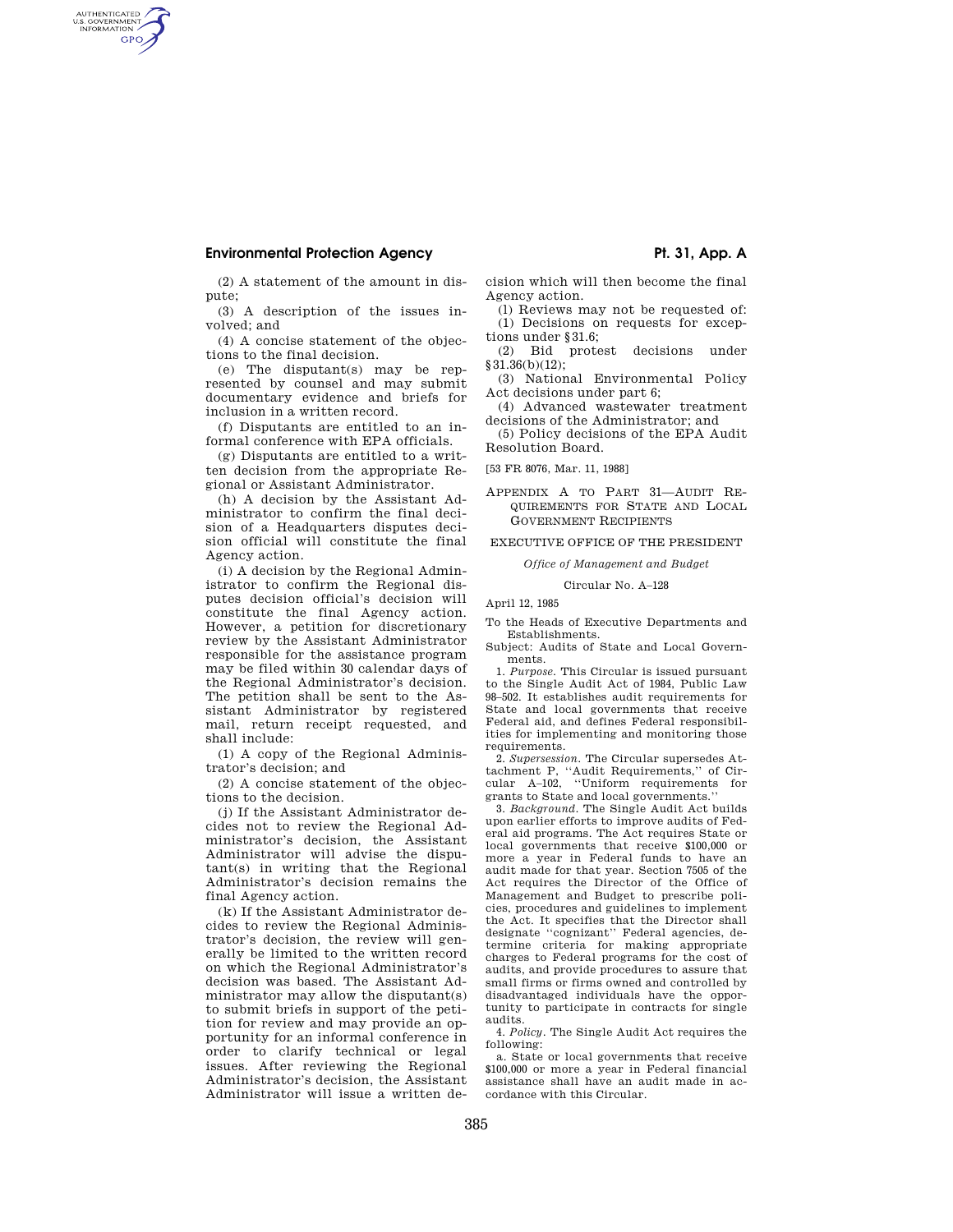(2) A statement of the amount in dispute;

(3) A description of the issues involved; and

(4) A concise statement of the objections to the final decision.

(e) The disputant(s) may be represented by counsel and may submit documentary evidence and briefs for inclusion in a written record.

(f) Disputants are entitled to an informal conference with EPA officials.

(g) Disputants are entitled to a written decision from the appropriate Regional or Assistant Administrator.

(h) A decision by the Assistant Administrator to confirm the final decision of a Headquarters disputes decision official will constitute the final Agency action.

(i) A decision by the Regional Administrator to confirm the Regional disputes decision official's decision will constitute the final Agency action. However, a petition for discretionary review by the Assistant Administrator responsible for the assistance program may be filed within 30 calendar days of the Regional Administrator's decision. The petition shall be sent to the Assistant Administrator by registered mail, return receipt requested, and shall include:

(1) A copy of the Regional Administrator's decision; and

(2) A concise statement of the objections to the decision.

(j) If the Assistant Administrator decides not to review the Regional Administrator's decision, the Assistant Administrator will advise the disputant(s) in writing that the Regional Administrator's decision remains the final Agency action.

(k) If the Assistant Administrator decides to review the Regional Administrator's decision, the review will generally be limited to the written record on which the Regional Administrator's decision was based. The Assistant Administrator may allow the disputant(s) to submit briefs in support of the petition for review and may provide an opportunity for an informal conference in order to clarify technical or legal issues. After reviewing the Regional Administrator's decision, the Assistant Administrator will issue a written decision which will then become the final Agency action.

(l) Reviews may not be requested of:

(1) Decisions on requests for exceptions under §31.6;

(2) Bid protest decisions under §31.36(b)(12);

(3) National Environmental Policy Act decisions under part 6;

(4) Advanced wastewater treatment decisions of the Administrator; and

(5) Policy decisions of the EPA Audit Resolution Board.

[53 FR 8076, Mar. 11, 1988]

## Appendix A to Part 31—Audit Requirements for State and Local Government Recipients

EXECUTIVE OFFICE OF THE PRESIDENT

*Office of Management and Budget*

Circular No. A–128

April 12, 1985

To the Heads of Executive Departments and Establishments.

Subject: Audits of State and Local Governments.

1. *Purpose.* This Circular is issued pursuant to the Single Audit Act of 1984, Public Law 98–502. It establishes audit requirements for State and local governments that receive Federal aid, and defines Federal responsibilities for implementing and monitoring those requirements.

2. *Supersession.* The Circular supersedes Attachment P, "Audit Requirements," of Circular A–102, "Uniform requirements for grants to State and local governments."

3. *Background.* The Single Audit Act builds upon earlier efforts to improve audits of Federal aid programs. The Act requires State or local governments that receive $100,000 or more a year in Federal funds to have an audit made for that year. Section 7505 of the Act requires the Director of the Office of Management and Budget to prescribe policies, procedures and guidelines to implement the Act. It specifies that the Director shall designate "cognizant" Federal agencies, determine criteria for making appropriate charges to Federal programs for the cost of audits, and provide procedures to assure that small firms or firms owned and controlled by disadvantaged individuals have the opportunity to participate in contracts for single audits.

4. *Policy.* The Single Audit Act requires the following:

a. State or local governments that receive $100,000 or more a year in Federal financial assistance shall have an audit made in accordance with this Circular.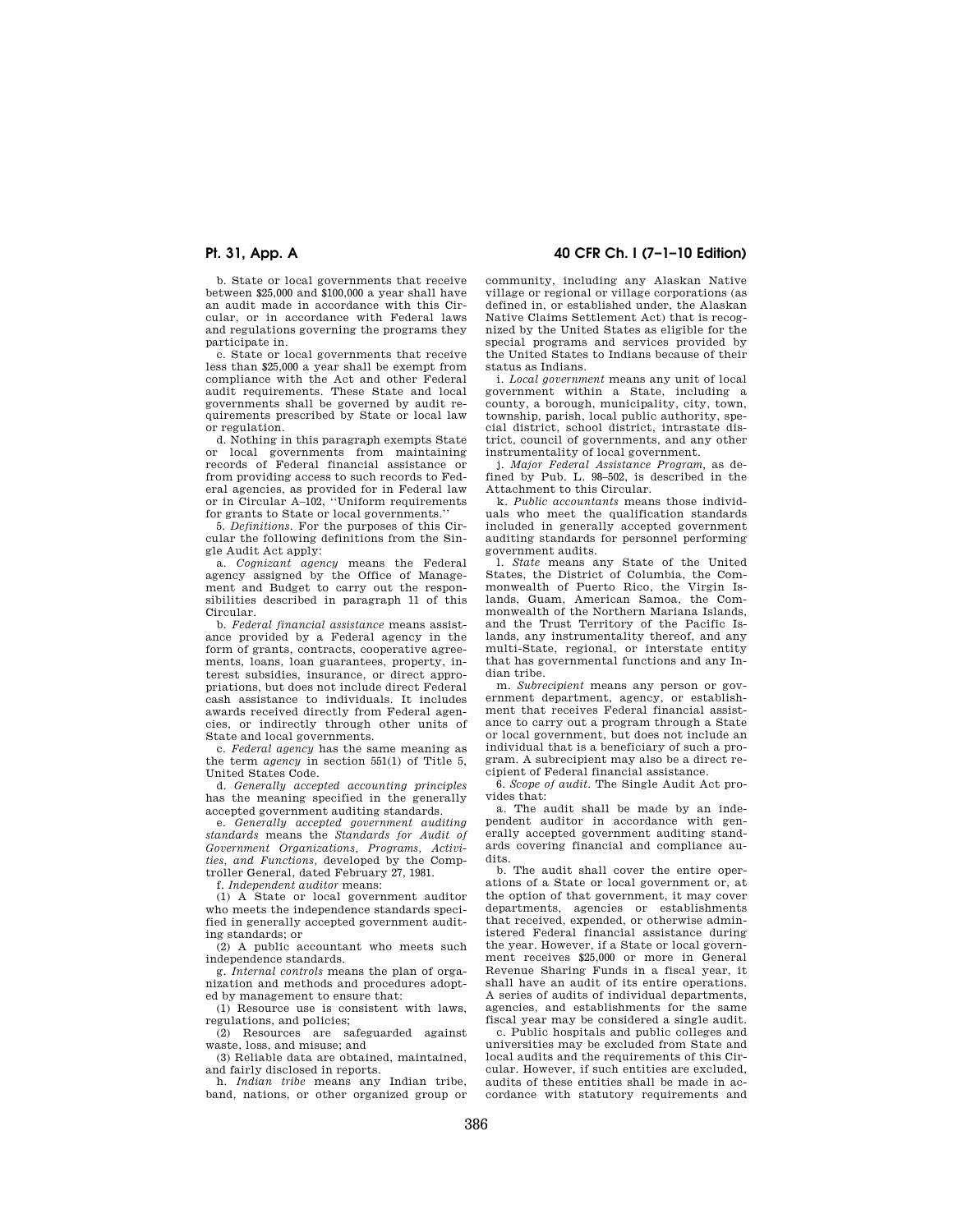b. State or local governments that receive between $25,000 and $100,000 a year shall have an audit made in accordance with this Circular, or in accordance with Federal laws and regulations governing the programs they participate in.

c. State or local governments that receive less than $25,000 a year shall be exempt from compliance with the Act and other Federal audit requirements. These State and local governments shall be governed by audit requirements prescribed by State or local law or regulation.

d. Nothing in this paragraph exempts State or local governments from maintaining records of Federal financial assistance or from providing access to such records to Federal agencies, as provided for in Federal law or in Circular A–102, ''Uniform requirements for grants to State or local governments.''

5. *Definitions.* For the purposes of this Circular the following definitions from the Single Audit Act apply:

a. *Cognizant agency* means the Federal agency assigned by the Office of Management and Budget to carry out the responsibilities described in paragraph 11 of this Circular.

b. *Federal financial assistance* means assistance provided by a Federal agency in the form of grants, contracts, cooperative agreements, loans, loan guarantees, property, interest subsidies, insurance, or direct appropriations, but does not include direct Federal cash assistance to individuals. It includes awards received directly from Federal agencies, or indirectly through other units of State and local governments.

c. *Federal agency* has the same meaning as the term *agency* in section 551(1) of Title 5, United States Code.

d. *Generally accepted accounting principles* has the meaning specified in the generally accepted government auditing standards.

e. *Generally accepted government auditing standards* means the *Standards for Audit of Government Organizations, Programs, Activities, and Functions*, developed by the Comptroller General, dated February 27, 1981.

f. *Independent auditor* means:

(1) A State or local government auditor who meets the independence standards specified in generally accepted government auditing standards; or

(2) A public accountant who meets such independence standards.

g. *Internal controls* means the plan of organization and methods and procedures adopted by management to ensure that:

(1) Resource use is consistent with laws, regulations, and policies;

(2) Resources are safeguarded against waste, loss, and misuse; and

(3) Reliable data are obtained, maintained, and fairly disclosed in reports.

h. *Indian tribe* means any Indian tribe, band, nations, or other organized group or community, including any Alaskan Native village or regional or village corporations (as defined in, or established under, the Alaskan Native Claims Settlement Act) that is recognized by the United States as eligible for the special programs and services provided by the United States to Indians because of their status as Indians.

i. *Local government* means any unit of local government within a State, including a county, a borough, municipality, city, town, township, parish, local public authority, special district, school district, intrastate district, council of governments, and any other instrumentality of local government.

j. *Major Federal Assistance Program*, as defined by Pub. L. 98–502, is described in the Attachment to this Circular.

k. *Public accountants* means those individuals who meet the qualification standards included in generally accepted government auditing standards for personnel performing government audits.

l. *State* means any State of the United States, the District of Columbia, the Commonwealth of Puerto Rico, the Virgin Islands, Guam, American Samoa, the Commonwealth of the Northern Mariana Islands, and the Trust Territory of the Pacific Islands, any instrumentality thereof, and any multi-State, regional, or interstate entity that has governmental functions and any Indian tribe.

m. *Subrecipient* means any person or government department, agency, or establishment that receives Federal financial assistance to carry out a program through a State or local government, but does not include an individual that is a beneficiary of such a program. A subrecipient may also be a direct recipient of Federal financial assistance.

6. *Scope of audit.* The Single Audit Act provides that:

a. The audit shall be made by an independent auditor in accordance with generally accepted government auditing standards covering financial and compliance audits.

b. The audit shall cover the entire operations of a State or local government or, at the option of that government, it may cover departments, agencies or establishments that received, expended, or otherwise administered Federal financial assistance during the year. However, if a State or local government receives $25,000 or more in General Revenue Sharing Funds in a fiscal year, it shall have an audit of its entire operations. A series of audits of individual departments, agencies, and establishments for the same fiscal year may be considered a single audit.

c. Public hospitals and public colleges and universities may be excluded from State and local audits and the requirements of this Circular. However, if such entities are excluded, audits of these entities shall be made in accordance with statutory requirements and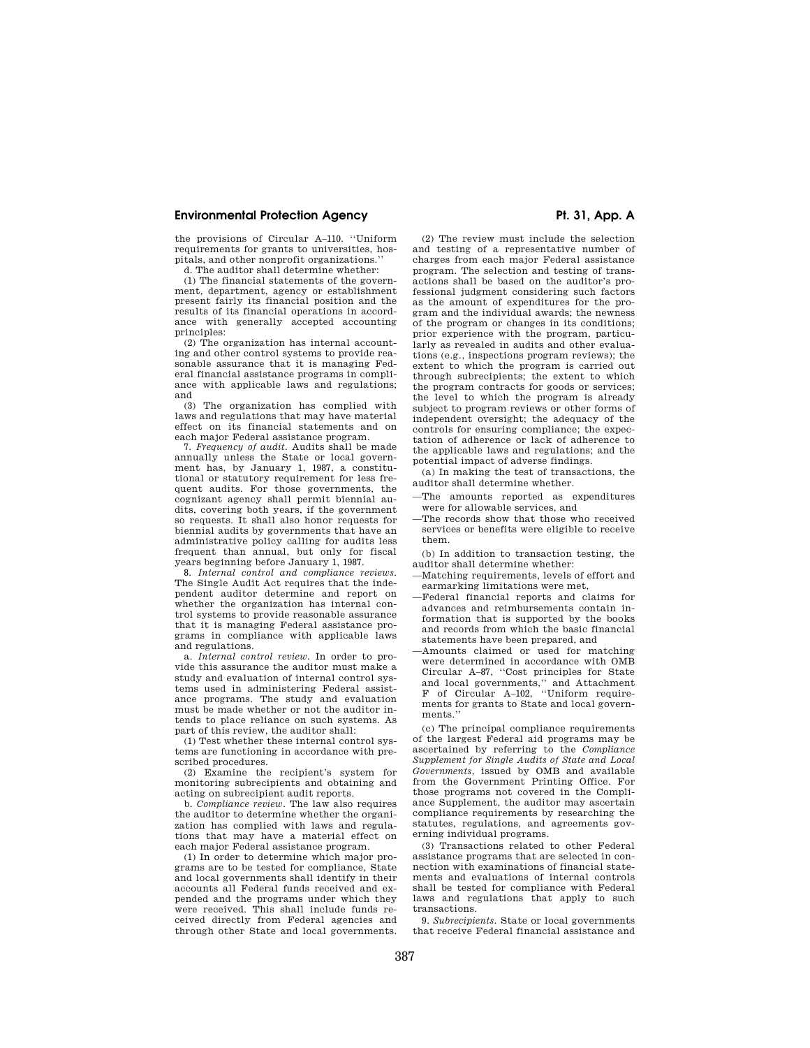the provisions of Circular A–110. ''Uniform requirements for grants to universities, hospitals, and other nonprofit organizations.''

d. The auditor shall determine whether:

(1) The financial statements of the government, department, agency or establishment present fairly its financial position and the results of its financial operations in accordance with generally accepted accounting principles:

(2) The organization has internal accounting and other control systems to provide reasonable assurance that it is managing Federal financial assistance programs in compliance with applicable laws and regulations; and

(3) The organization has complied with laws and regulations that may have material effect on its financial statements and on each major Federal assistance program.

7. *Frequency of audit.* Audits shall be made annually unless the State or local government has, by January 1, 1987, a constitutional or statutory requirement for less frequent audits. For those governments, the cognizant agency shall permit biennial audits, covering both years, if the government so requests. It shall also honor requests for biennial audits by governments that have an administrative policy calling for audits less frequent than annual, but only for fiscal years beginning before January 1, 1987.

8. *Internal control and compliance reviews.* The Single Audit Act requires that the independent auditor determine and report on whether the organization has internal control systems to provide reasonable assurance that it is managing Federal assistance programs in compliance with applicable laws and regulations.

a. *Internal control review.* In order to provide this assurance the auditor must make a study and evaluation of internal control systems used in administering Federal assistance programs. The study and evaluation must be made whether or not the auditor intends to place reliance on such systems. As part of this review, the auditor shall:

(1) Test whether these internal control systems are functioning in accordance with prescribed procedures.

(2) Examine the recipient's system for monitoring subrecipients and obtaining and acting on subrecipient audit reports.

b. *Compliance review.* The law also requires the auditor to determine whether the organization has complied with laws and regulations that may have a material effect on each major Federal assistance program.

(1) In order to determine which major programs are to be tested for compliance, State and local governments shall identify in their accounts all Federal funds received and expended and the programs under which they were received. This shall include funds received directly from Federal agencies and through other State and local governments.

(2) The review must include the selection and testing of a representative number of charges from each major Federal assistance program. The selection and testing of transactions shall be based on the auditor's professional judgment considering such factors as the amount of expenditures for the program and the individual awards; the newness of the program or changes in its conditions; prior experience with the program, particularly as revealed in audits and other evaluations (e.g., inspections program reviews); the extent to which the program is carried out through subrecipients; the extent to which the program contracts for goods or services; the level to which the program is already subject to program reviews or other forms of independent oversight; the adequacy of the controls for ensuring compliance; the expectation of adherence or lack of adherence to the applicable laws and regulations; and the potential impact of adverse findings.

(a) In making the test of transactions, the auditor shall determine whether.

—The amounts reported as expenditures were for allowable services, and

—The records show that those who received services or benefits were eligible to receive them.

(b) In addition to transaction testing, the auditor shall determine whether:

—Matching requirements, levels of effort and earmarking limitations were met,

—Federal financial reports and claims for advances and reimbursements contain information that is supported by the books and records from which the basic financial statements have been prepared, and

—Amounts claimed or used for matching were determined in accordance with OMB Circular A–87, ''Cost principles for State and local governments,'' and Attachment F of Circular A–102, ''Uniform requirements for grants to State and local governments.''

(c) The principal compliance requirements of the largest Federal aid programs may be ascertained by referring to the *Compliance Supplement for Single Audits of State and Local Governments*, issued by OMB and available from the Government Printing Office. For those programs not covered in the Compliance Supplement, the auditor may ascertain compliance requirements by researching the statutes, regulations, and agreements governing individual programs.

(3) Transactions related to other Federal assistance programs that are selected in connection with examinations of financial statements and evaluations of internal controls shall be tested for compliance with Federal laws and regulations that apply to such transactions.

9. *Subrecipients.* State or local governments that receive Federal financial assistance and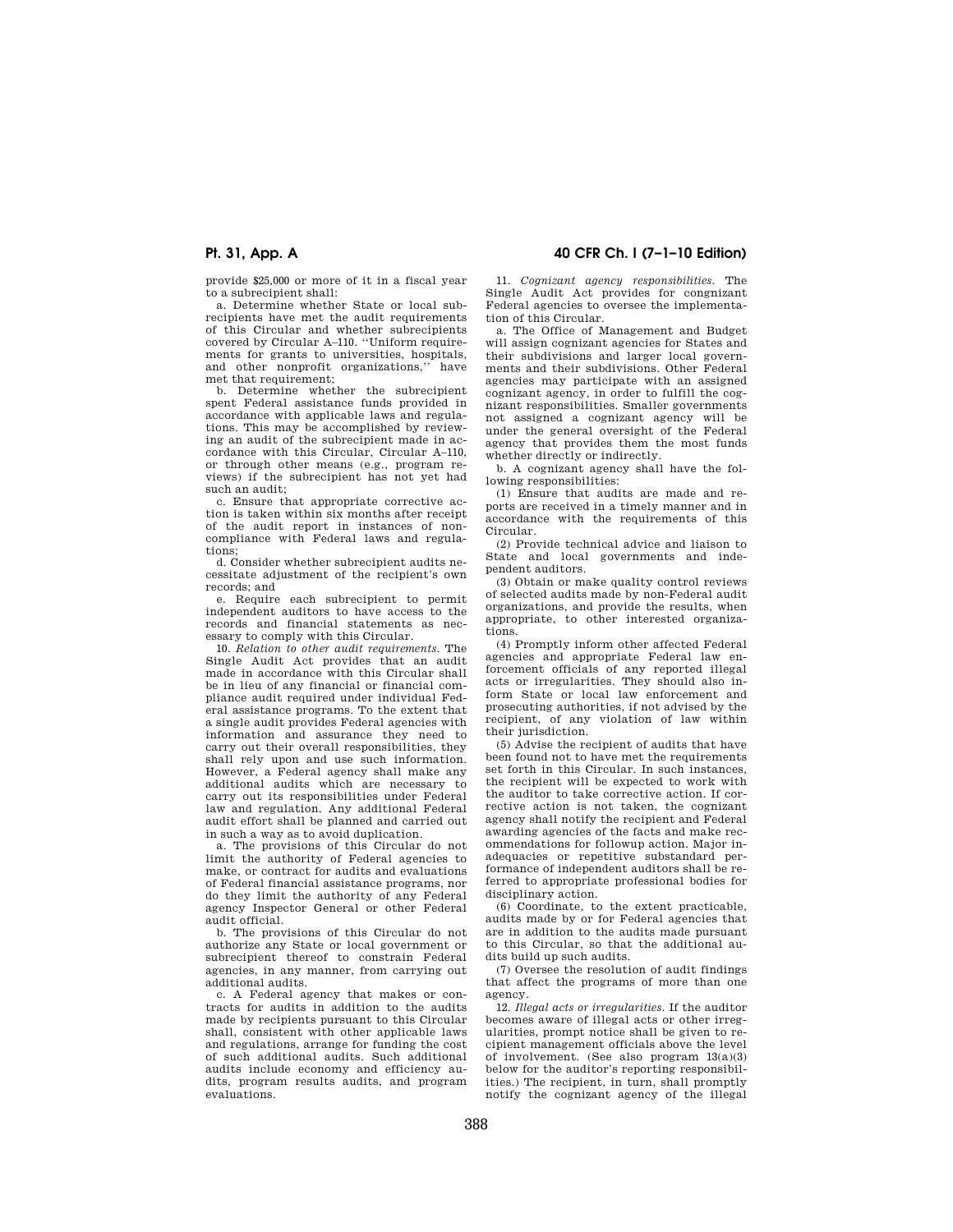provide $25,000 or more of it in a fiscal year to a subrecipient shall:

a. Determine whether State or local subrecipients have met the audit requirements of this Circular and whether subrecipients covered by Circular A–110. ''Uniform requirements for grants to universities, hospitals, and other nonprofit organizations,'' have met that requirement;

b. Determine whether the subrecipient spent Federal assistance funds provided in accordance with applicable laws and regulations. This may be accomplished by reviewing an audit of the subrecipient made in accordance with this Circular, Circular A–110, or through other means (e.g., program reviews) if the subrecipient has not yet had such an audit;

c. Ensure that appropriate corrective action is taken within six months after receipt of the audit report in instances of noncompliance with Federal laws and regulations;

d. Consider whether subrecipient audits necessitate adjustment of the recipient's own records; and

e. Require each subrecipient to permit independent auditors to have access to the records and financial statements as necessary to comply with this Circular.

10. *Relation to other audit requirements.* The Single Audit Act provides that an audit made in accordance with this Circular shall be in lieu of any financial or financial compliance audit required under individual Federal assistance programs. To the extent that a single audit provides Federal agencies with information and assurance they need to carry out their overall responsibilities, they shall rely upon and use such information. However, a Federal agency shall make any additional audits which are necessary to carry out its responsibilities under Federal law and regulation. Any additional Federal audit effort shall be planned and carried out in such a way as to avoid duplication.

a. The provisions of this Circular do not limit the authority of Federal agencies to make, or contract for audits and evaluations of Federal financial assistance programs, nor do they limit the authority of any Federal agency Inspector General or other Federal audit official.

b. The provisions of this Circular do not authorize any State or local government or subrecipient thereof to constrain Federal agencies, in any manner, from carrying out additional audits.

c. A Federal agency that makes or contracts for audits in addition to the audits made by recipients pursuant to this Circular shall, consistent with other applicable laws and regulations, arrange for funding the cost of such additional audits. Such additional audits include economy and efficiency audits, program results audits, and program evaluations.

11. *Cognizant agency responsibilities.* The Single Audit Act provides for congnizant Federal agencies to oversee the implementation of this Circular.

a. The Office of Management and Budget will assign cognizant agencies for States and their subdivisions and larger local governments and their subdivisions. Other Federal agencies may participate with an assigned cognizant agency, in order to fulfill the cognizant responsibilities. Smaller governments not assigned a cognizant agency will be under the general oversight of the Federal agency that provides them the most funds whether directly or indirectly.

b. A cognizant agency shall have the following responsibilities:

(1) Ensure that audits are made and reports are received in a timely manner and in accordance with the requirements of this Circular.

(2) Provide technical advice and liaison to State and local governments and independent auditors.

(3) Obtain or make quality control reviews of selected audits made by non-Federal audit organizations, and provide the results, when appropriate, to other interested organizations.

(4) Promptly inform other affected Federal agencies and appropriate Federal law enforcement officials of any reported illegal acts or irregularities. They should also inform State or local law enforcement and prosecuting authorities, if not advised by the recipient, of any violation of law within their jurisdiction.

(5) Advise the recipient of audits that have been found not to have met the requirements set forth in this Circular. In such instances, the recipient will be expected to work with the auditor to take corrective action. If corrective action is not taken, the cognizant agency shall notify the recipient and Federal awarding agencies of the facts and make recommendations for followup action. Major inadequacies or repetitive substandard performance of independent auditors shall be referred to appropriate professional bodies for disciplinary action.

(6) Coordinate, to the extent practicable, audits made by or for Federal agencies that are in addition to the audits made pursuant to this Circular, so that the additional audits build up such audits.

(7) Oversee the resolution of audit findings that affect the programs of more than one agency.

12. *Illegal acts or irregularities.* If the auditor becomes aware of illegal acts or other irregularities, prompt notice shall be given to recipient management officials above the level of involvement. (See also program 13(a)(3) below for the auditor's reporting responsibilities.) The recipient, in turn, shall promptly notify the cognizant agency of the illegal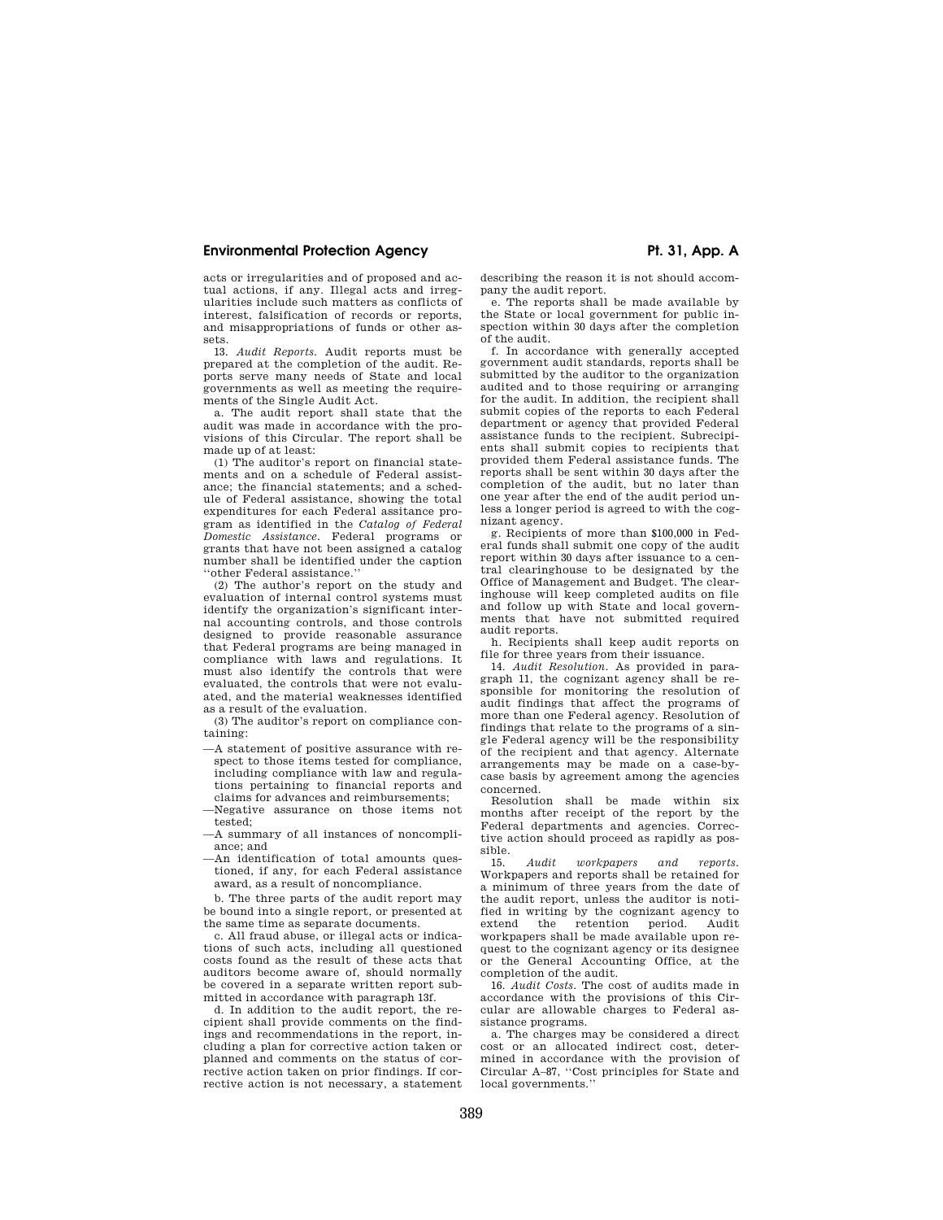acts or irregularities and of proposed and actual actions, if any. Illegal acts and irregularities include such matters as conflicts of interest, falsification of records or reports, and misappropriations of funds or other assets.

13. *Audit Reports.* Audit reports must be prepared at the completion of the audit. Reports serve many needs of State and local governments as well as meeting the requirements of the Single Audit Act.

a. The audit report shall state that the audit was made in accordance with the provisions of this Circular. The report shall be made up of at least:

(1) The auditor's report on financial statements and on a schedule of Federal assistance; the financial statements; and a schedule of Federal assistance, showing the total expenditures for each Federal assitance program as identified in the *Catalog of Federal Domestic Assistance*. Federal programs or grants that have not been assigned a catalog number shall be identified under the caption ''other Federal assistance.''

(2) The author's report on the study and evaluation of internal control systems must identify the organization's significant internal accounting controls, and those controls designed to provide reasonable assurance that Federal programs are being managed in compliance with laws and regulations. It must also identify the controls that were evaluated, the controls that were not evaluated, and the material weaknesses identified as a result of the evaluation.

(3) The auditor's report on compliance containing:

—A statement of positive assurance with respect to those items tested for compliance, including compliance with law and regulations pertaining to financial reports and claims for advances and reimbursements;

—Negative assurance on those items not tested;

—A summary of all instances of noncompliance; and

—An identification of total amounts questioned, if any, for each Federal assistance award, as a result of noncompliance.

b. The three parts of the audit report may be bound into a single report, or presented at the same time as separate documents.

c. All fraud abuse, or illegal acts or indications of such acts, including all questioned costs found as the result of these acts that auditors become aware of, should normally be covered in a separate written report submitted in accordance with paragraph 13f.

d. In addition to the audit report, the recipient shall provide comments on the findings and recommendations in the report, including a plan for corrective action taken or planned and comments on the status of corrective action taken on prior findings. If corrective action is not necessary, a statement describing the reason it is not should accompany the audit report.

e. The reports shall be made available by the State or local government for public inspection within 30 days after the completion of the audit.

f. In accordance with generally accepted government audit standards, reports shall be submitted by the auditor to the organization audited and to those requiring or arranging for the audit. In addition, the recipient shall submit copies of the reports to each Federal department or agency that provided Federal assistance funds to the recipient. Subrecipients shall submit copies to recipients that provided them Federal assistance funds. The reports shall be sent within 30 days after the completion of the audit, but no later than one year after the end of the audit period unless a longer period is agreed to with the cognizant agency.

g. Recipients of more than $100,000 in Federal funds shall submit one copy of the audit report within 30 days after issuance to a central clearinghouse to be designated by the Office of Management and Budget. The clearinghouse will keep completed audits on file and follow up with State and local governments that have not submitted required audit reports.

h. Recipients shall keep audit reports on file for three years from their issuance.

14. *Audit Resolution.* As provided in paragraph 11, the cognizant agency shall be responsible for monitoring the resolution of audit findings that affect the programs of more than one Federal agency. Resolution of findings that relate to the programs of a single Federal agency will be the responsibility of the recipient and that agency. Alternate arrangements may be made on a case-by-case basis by agreement among the agencies concerned.

Resolution shall be made within six months after receipt of the report by the Federal departments and agencies. Corrective action should proceed as rapidly as possible.

15. *Audit workpapers and reports.* Workpapers and reports shall be retained for a minimum of three years from the date of the audit report, unless the auditor is notified in writing by the cognizant agency to extend the retention period. Audit workpapers shall be made available upon request to the cognizant agency or its designee or the General Accounting Office, at the completion of the audit.

16. *Audit Costs.* The cost of audits made in accordance with the provisions of this Circular are allowable charges to Federal assistance programs.

a. The charges may be considered a direct cost or an allocated indirect cost, determined in accordance with the provision of Circular A–87, ''Cost principles for State and local governments.''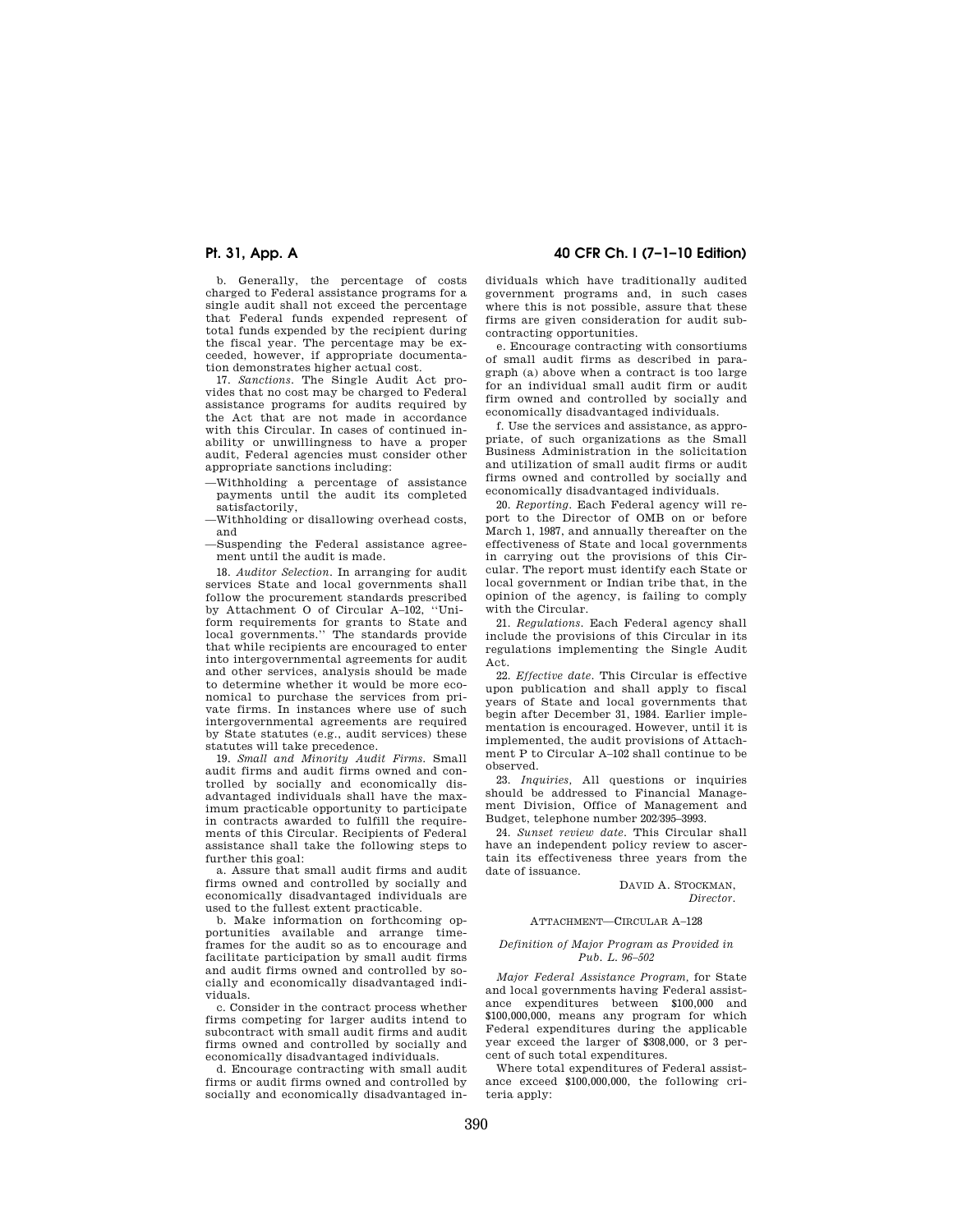b. Generally, the percentage of costs charged to Federal assistance programs for a single audit shall not exceed the percentage that Federal funds expended represent of total funds expended by the recipient during the fiscal year. The percentage may be exceeded, however, if appropriate documentation demonstrates higher actual cost.

17. *Sanctions.* The Single Audit Act provides that no cost may be charged to Federal assistance programs for audits required by the Act that are not made in accordance with this Circular. In cases of continued inability or unwillingness to have a proper audit, Federal agencies must consider other appropriate sanctions including:

—Withholding a percentage of assistance payments until the audit its completed satisfactorily,

—Withholding or disallowing overhead costs, and

—Suspending the Federal assistance agreement until the audit is made.

18. *Auditor Selection.* In arranging for audit services State and local governments shall follow the procurement standards prescribed by Attachment O of Circular A–102, "Uniform requirements for grants to State and local governments." The standards provide that while recipients are encouraged to enter into intergovernmental agreements for audit and other services, analysis should be made to determine whether it would be more economical to purchase the services from private firms. In instances where use of such intergovernmental agreements are required by State statutes (e.g., audit services) these statutes will take precedence.

19. *Small and Minority Audit Firms.* Small audit firms and audit firms owned and controlled by socially and economically disadvantaged individuals shall have the maximum practicable opportunity to participate in contracts awarded to fulfill the requirements of this Circular. Recipients of Federal assistance shall take the following steps to further this goal:

a. Assure that small audit firms and audit firms owned and controlled by socially and economically disadvantaged individuals are used to the fullest extent practicable.

b. Make information on forthcoming opportunities available and arrange timeframes for the audit so as to encourage and facilitate participation by small audit firms and audit firms owned and controlled by socially and economically disadvantaged individuals.

c. Consider in the contract process whether firms competing for larger audits intend to subcontract with small audit firms and audit firms owned and controlled by socially and economically disadvantaged individuals.

d. Encourage contracting with small audit firms or audit firms owned and controlled by socially and economically disadvantaged individuals which have traditionally audited government programs and, in such cases where this is not possible, assure that these firms are given consideration for audit subcontracting opportunities.

e. Encourage contracting with consortiums of small audit firms as described in paragraph (a) above when a contract is too large for an individual small audit firm or audit firm owned and controlled by socially and economically disadvantaged individuals.

f. Use the services and assistance, as appropriate, of such organizations as the Small Business Administration in the solicitation and utilization of small audit firms or audit firms owned and controlled by socially and economically disadvantaged individuals.

20. *Reporting.* Each Federal agency will report to the Director of OMB on or before March 1, 1987, and annually thereafter on the effectiveness of State and local governments in carrying out the provisions of this Circular. The report must identify each State or local government or Indian tribe that, in the opinion of the agency, is failing to comply with the Circular.

21. *Regulations.* Each Federal agency shall include the provisions of this Circular in its regulations implementing the Single Audit Act.

22. *Effective date.* This Circular is effective upon publication and shall apply to fiscal years of State and local governments that begin after December 31, 1984. Earlier implementation is encouraged. However, until it is implemented, the audit provisions of Attachment P to Circular A–102 shall continue to be observed.

23. *Inquiries,* All questions or inquiries should be addressed to Financial Management Division, Office of Management and Budget, telephone number 202/395–3993.

24. *Sunset review date.* This Circular shall have an independent policy review to ascertain its effectiveness three years from the date of issuance.

DAVID A. STOCKMAN,
*Director.*

ATTACHMENT—CIRCULAR A–128

*Definition of Major Program as Provided in Pub. L. 96–502*

*Major Federal Assistance Program,* for State and local governments having Federal assistance expenditures between $100,000 and $100,000,000, means any program for which Federal expenditures during the applicable year exceed the larger of $308,000, or 3 percent of such total expenditures.

Where total expenditures of Federal assistance exceed $100,000,000, the following criteria apply: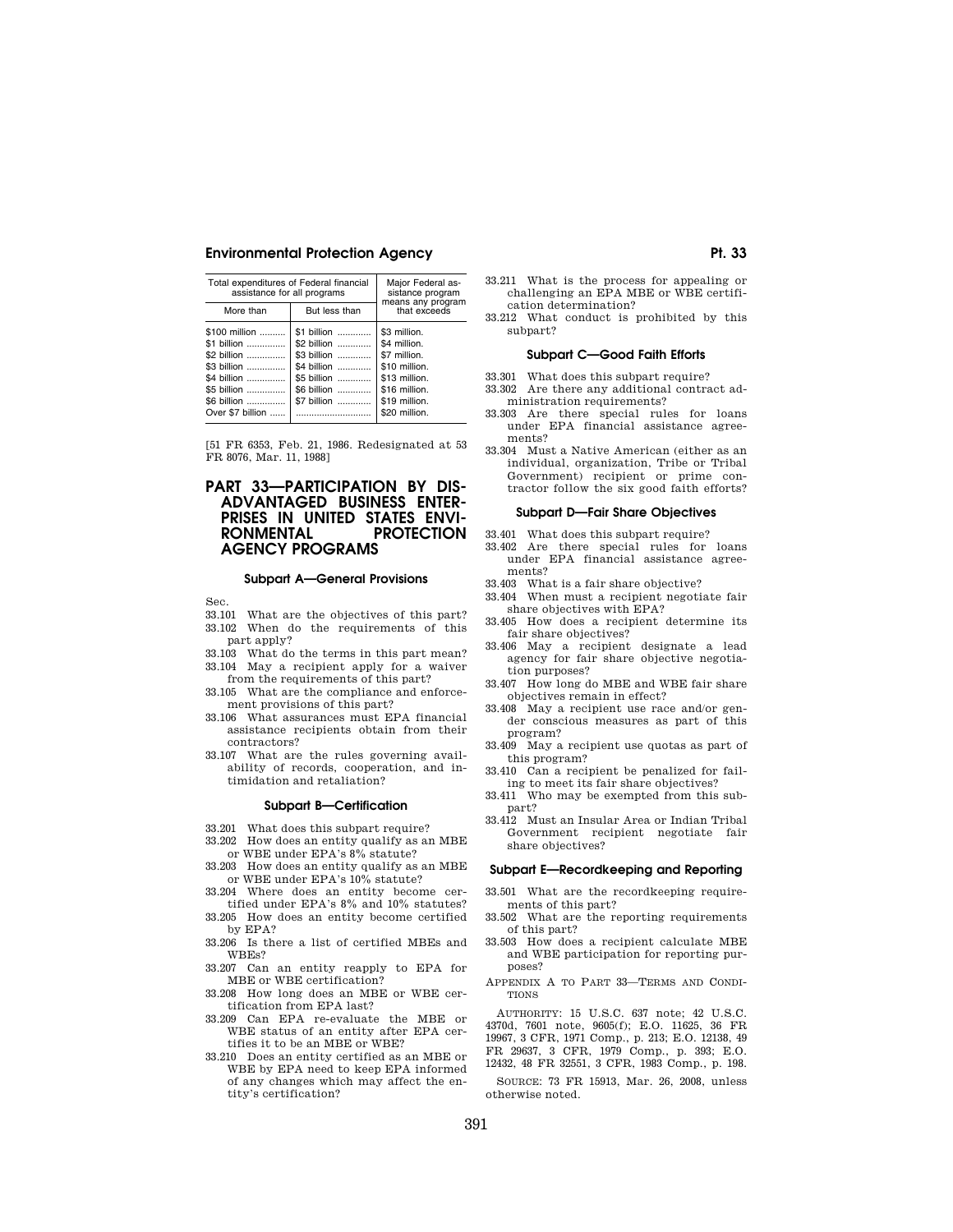| Total expenditures of Federal financial assistance for all programs | | Major Federal assistance program means any program that exceeds |
| --- | --- | --- |
| More than | But less than | |
| $100 million | $1 billion | $3 million. |
| $1 billion | $2 billion | $4 million. |
| $2 billion | $3 billion | $7 million. |
| $3 billion | $4 billion | $10 million. |
| $4 billion | $5 billion | $13 million. |
| $5 billion | $6 billion | $16 million. |
| $6 billion | $7 billion | $19 million. |
| Over $7 billion | | $20 million. |

[51 FR 6353, Feb. 21, 1986. Redesignated at 53 FR 8076, Mar. 11, 1988]

# PART 33—PARTICIPATION BY DISADVANTAGED BUSINESS ENTERPRISES IN UNITED STATES ENVIRONMENTAL PROTECTION AGENCY PROGRAMS

## Subpart A—General Provisions

Sec.

33.101 What are the objectives of this part?
33.102 When do the requirements of this part apply?
33.103 What do the terms in this part mean?
33.104 May a recipient apply for a waiver from the requirements of this part?
33.105 What are the compliance and enforcement provisions of this part?
33.106 What assurances must EPA financial assistance recipients obtain from their contractors?
33.107 What are the rules governing availability of records, cooperation, and intimidation and retaliation?

## Subpart B—Certification

33.201 What does this subpart require?
33.202 How does an entity qualify as an MBE or WBE under EPA's 8% statute?
33.203 How does an entity qualify as an MBE or WBE under EPA's 10% statute?
33.204 Where does an entity become certified under EPA's 8% and 10% statutes?
33.205 How does an entity become certified by EPA?
33.206 Is there a list of certified MBEs and WBEs?
33.207 Can an entity reapply to EPA for MBE or WBE certification?
33.208 How long does an MBE or WBE certification from EPA last?
33.209 Can EPA re-evaluate the MBE or WBE status of an entity after EPA certifies it to be an MBE or WBE?
33.210 Does an entity certified as an MBE or WBE by EPA need to keep EPA informed of any changes which may affect the entity's certification?
33.211 What is the process for appealing or challenging an EPA MBE or WBE certification determination?
33.212 What conduct is prohibited by this subpart?

## Subpart C—Good Faith Efforts

33.301 What does this subpart require?
33.302 Are there any additional contract administration requirements?
33.303 Are there special rules for loans under EPA financial assistance agreements?
33.304 Must a Native American (either as an individual, organization, Tribe or Tribal Government) recipient or prime contractor follow the six good faith efforts?

## Subpart D—Fair Share Objectives

33.401 What does this subpart require?
33.402 Are there special rules for loans under EPA financial assistance agreements?
33.403 What is a fair share objective?
33.404 When must a recipient negotiate fair share objectives with EPA?
33.405 How does a recipient determine its fair share objectives?
33.406 May a recipient designate a lead agency for fair share objective negotiation purposes?
33.407 How long do MBE and WBE fair share objectives remain in effect?
33.408 May a recipient use race and/or gender conscious measures as part of this program?
33.409 May a recipient use quotas as part of this program?
33.410 Can a recipient be penalized for failing to meet its fair share objectives?
33.411 Who may be exempted from this subpart?
33.412 Must an Insular Area or Indian Tribal Government recipient negotiate fair share objectives?

## Subpart E—Recordkeeping and Reporting

33.501 What are the recordkeeping requirements of this part?
33.502 What are the reporting requirements of this part?
33.503 How does a recipient calculate MBE and WBE participation for reporting purposes?

APPENDIX A TO PART 33—TERMS AND CONDITIONS

AUTHORITY: 15 U.S.C. 637 note; 42 U.S.C. 4370d, 7601 note, 9605(f); E.O. 11625, 36 FR 19967, 3 CFR, 1971 Comp., p. 213; E.O. 12138, 49 FR 29637, 3 CFR, 1979 Comp., p. 393; E.O. 12432, 48 FR 32551, 3 CFR, 1983 Comp., p. 198.

SOURCE: 73 FR 15913, Mar. 26, 2008, unless otherwise noted.